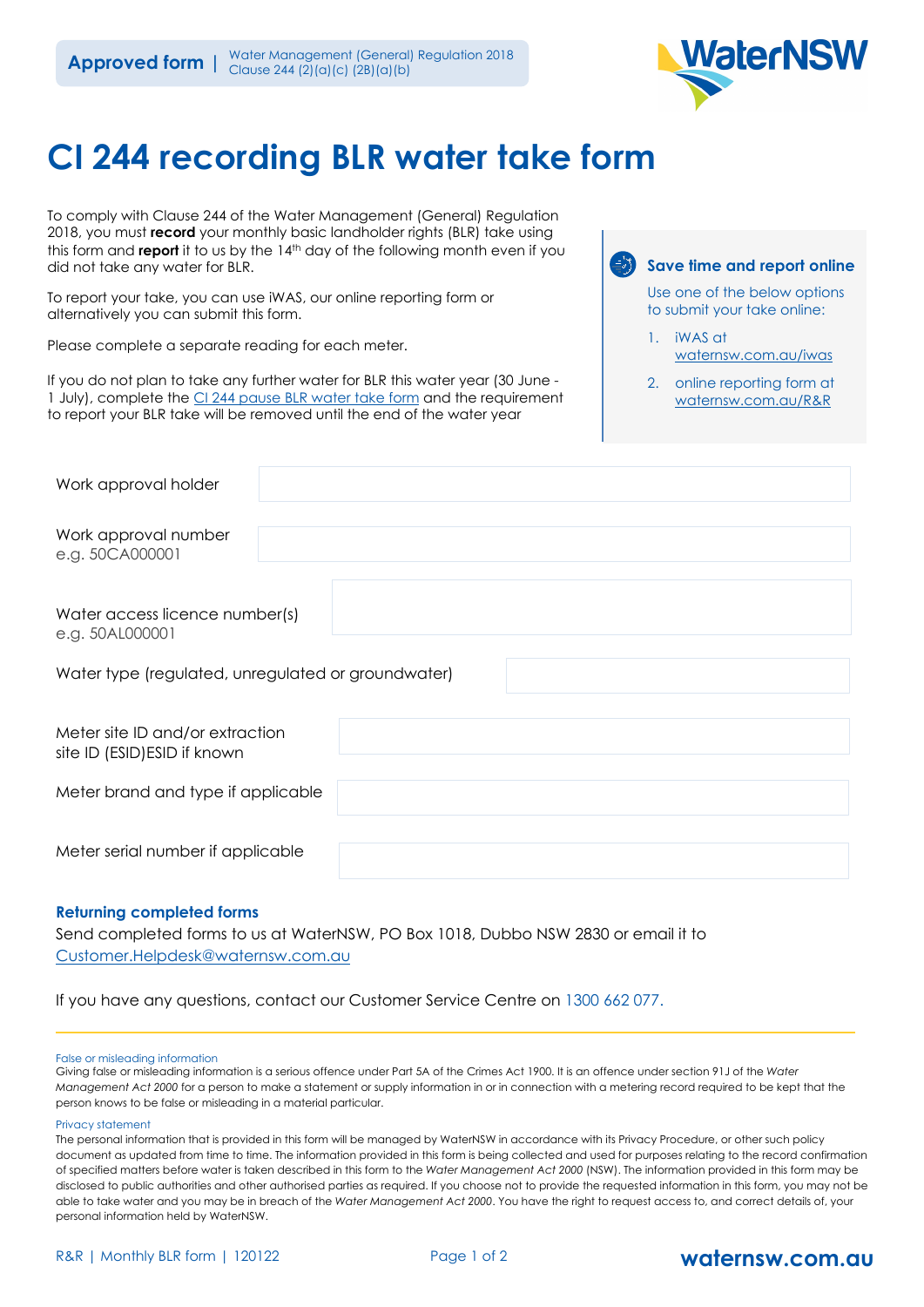**Approved form** | Water Management (General) Regulation 2018 Clause 244 (2)(a)(c) (2B)(a)(b)

# Cl 244 recording BLR water take form

To comply with Clause 244 of the Water Management (General) Regulation 2018, you must **record** your monthly basic landholder rights (BLR) take using this form and **report** it to us by the 14th day of the following month even if you did not take any water for BLR.

To report your take, you can use iWAS, our online reporting form or alternatively you can submit this form.

Please complete a separate reading for each meter.

If you do not plan to take any further water for BLR this water year (30 June - 1 July), complete the Cl 244 pause BLR water take form and the requirement to report your BLR take will be removed until the end of the water year

**Save time and report online**

Use one of the below options to submit your take online:

1. iWAS at waternsw.com.au/iwas
2. online reporting form at waternsw.com.au/R&R

| | |
|---|---|
| Work approval holder | |
| Work approval number e.g. 50CA000001 | |
| Water access licence number(s) e.g. 50AL000001 | |
| Water type (regulated, unregulated or groundwater) | |
| Meter site ID and/or extraction site ID (ESID)ESID if known | |
| Meter brand and type if applicable | |
| Meter serial number if applicable | |

**Returning completed forms**

Send completed forms to us at WaterNSW, PO Box 1018, Dubbo NSW 2830 or email it to Customer.Helpdesk@waternsw.com.au

If you have any questions, contact our Customer Service Centre on 1300 662 077.

False or misleading information

Giving false or misleading information is a serious offence under Part 5A of the Crimes Act 1900. It is an offence under section 91J of the *Water Management Act 2000* for a person to make a statement or supply information in or in connection with a metering record required to be kept that the person knows to be false or misleading in a material particular.

Privacy statement

The personal information that is provided in this form will be managed by WaterNSW in accordance with its Privacy Procedure, or other such policy document as updated from time to time. The information provided in this form is being collected and used for purposes relating to the record confirmation of specified matters before water is taken described in this form to the *Water Management Act 2000* (NSW). The information provided in this form may be disclosed to public authorities and other authorised parties as required. If you choose not to provide the requested information in this form, you may not be able to take water and you may be in breach of the *Water Management Act 2000*. You have the right to request access to, and correct details of, your personal information held by WaterNSW.

R&R | Monthly BLR form | 120122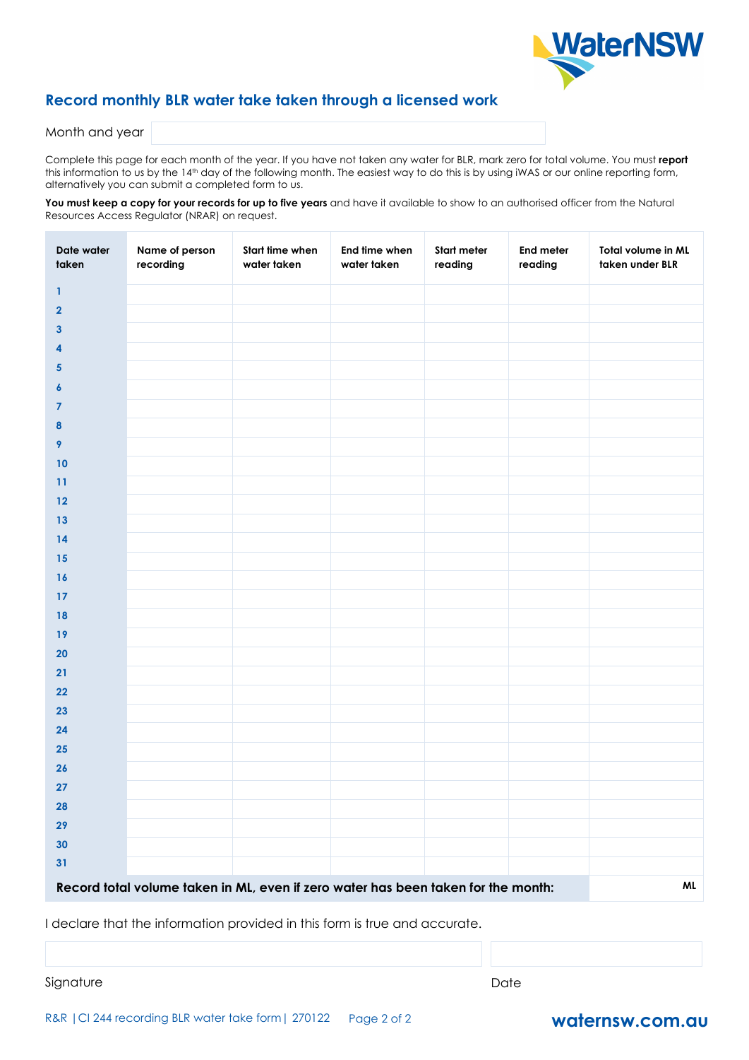## Record monthly BLR water take taken through a licensed work

Month and year

Complete this page for each month of the year. If you have not taken any water for BLR, mark zero for total volume. You must **report** this information to us by the 14th day of the following month. The easiest way to do this is by using iWAS or our online reporting form, alternatively you can submit a completed form to us.

**You must keep a copy for your records for up to five years** and have it available to show to an authorised officer from the Natural Resources Access Regulator (NRAR) on request.

| Date water taken | Name of person recording | Start time when water taken | End time when water taken | Start meter reading | End meter reading | Total volume in ML taken under BLR |
|---|---|---|---|---|---|---|
| 1 | | | | | | |
| 2 | | | | | | |
| 3 | | | | | | |
| 4 | | | | | | |
| 5 | | | | | | |
| 6 | | | | | | |
| 7 | | | | | | |
| 8 | | | | | | |
| 9 | | | | | | |
| 10 | | | | | | |
| 11 | | | | | | |
| 12 | | | | | | |
| 13 | | | | | | |
| 14 | | | | | | |
| 15 | | | | | | |
| 16 | | | | | | |
| 17 | | | | | | |
| 18 | | | | | | |
| 19 | | | | | | |
| 20 | | | | | | |
| 21 | | | | | | |
| 22 | | | | | | |
| 23 | | | | | | |
| 24 | | | | | | |
| 25 | | | | | | |
| 26 | | | | | | |
| 27 | | | | | | |
| 28 | | | | | | |
| 29 | | | | | | |
| 30 | | | | | | |
| 31 | | | | | | |
| **Record total volume taken in ML, even if zero water has been taken for the month:** | | | | | | ML |

I declare that the information provided in this form is true and accurate.

Signature

Date

R&R | CI 244 recording BLR water take form | 270122